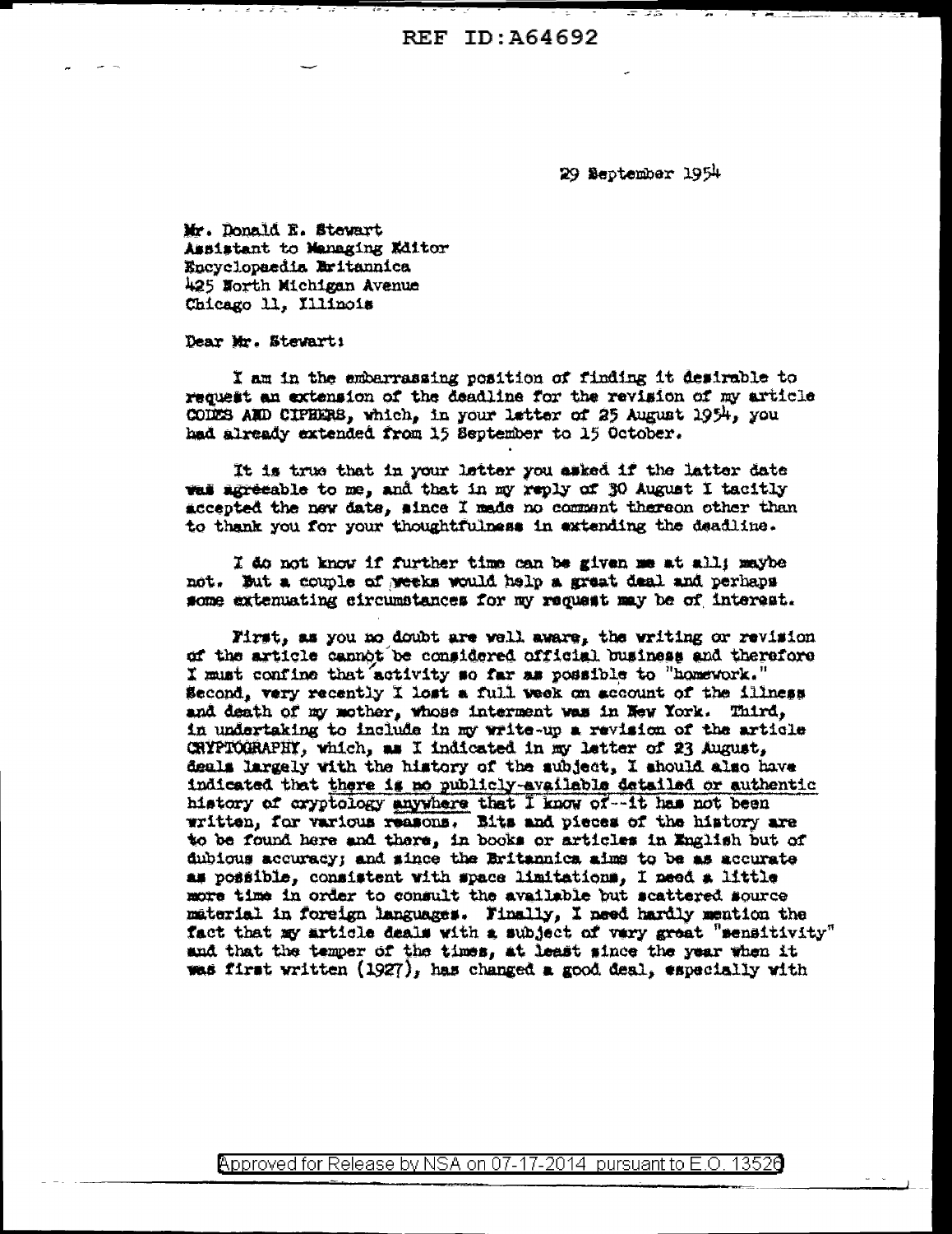REF ID:A64692

29 September 1954

Mr. Donald E. Stewart
Assistant to Managing Editor
Encyclopaedia Britannica
425 North Michigan Avenue
Chicago 11, Illinois

Dear Mr. Stewart:

I am in the embarrassing position of finding it desirable to request an extension of the deadline for the revision of my article CODES AND CIPHERS, which, in your letter of 25 August 1954, you had already extended from 15 September to 15 October.

It is true that in your letter you asked if the latter date was agreeable to me, and that in my reply of 30 August I tacitly accepted the new date, since I made no comment thereon other than to thank you for your thoughtfulness in extending the deadline.

I do not know if further time can be given me at all; maybe not. But a couple of weeks would help a great deal and perhaps some extenuating circumstances for my request may be of interest.

First, as you no doubt are well aware, the writing or revision of the article cannot be considered official business and therefore I must confine that activity so far as possible to "homework." Second, very recently I lost a full week on account of the illness and death of my mother, whose interment was in New York. Third, in undertaking to include in my write-up a revision of the article CRYPTOGRAPHY, which, as I indicated in my letter of 23 August, deals largely with the history of the subject, I should also have indicated that <u>there is no publicly-available detailed or authentic</u> history of cryptology <u>anywhere</u> that I know of--it has not been written, for various reasons. Bits and pieces of the history are to be found here and there, in books or articles in English but of dubious accuracy; and since the Britannica aims to be as accurate as possible, consistent with space limitations, I need a little more time in order to consult the available but scattered source material in foreign languages. Finally, I need hardly mention the fact that my article deals with a subject of very great "sensitivity" and that the temper of the times, at least since the year when it was first written (1927), has changed a good deal, especially with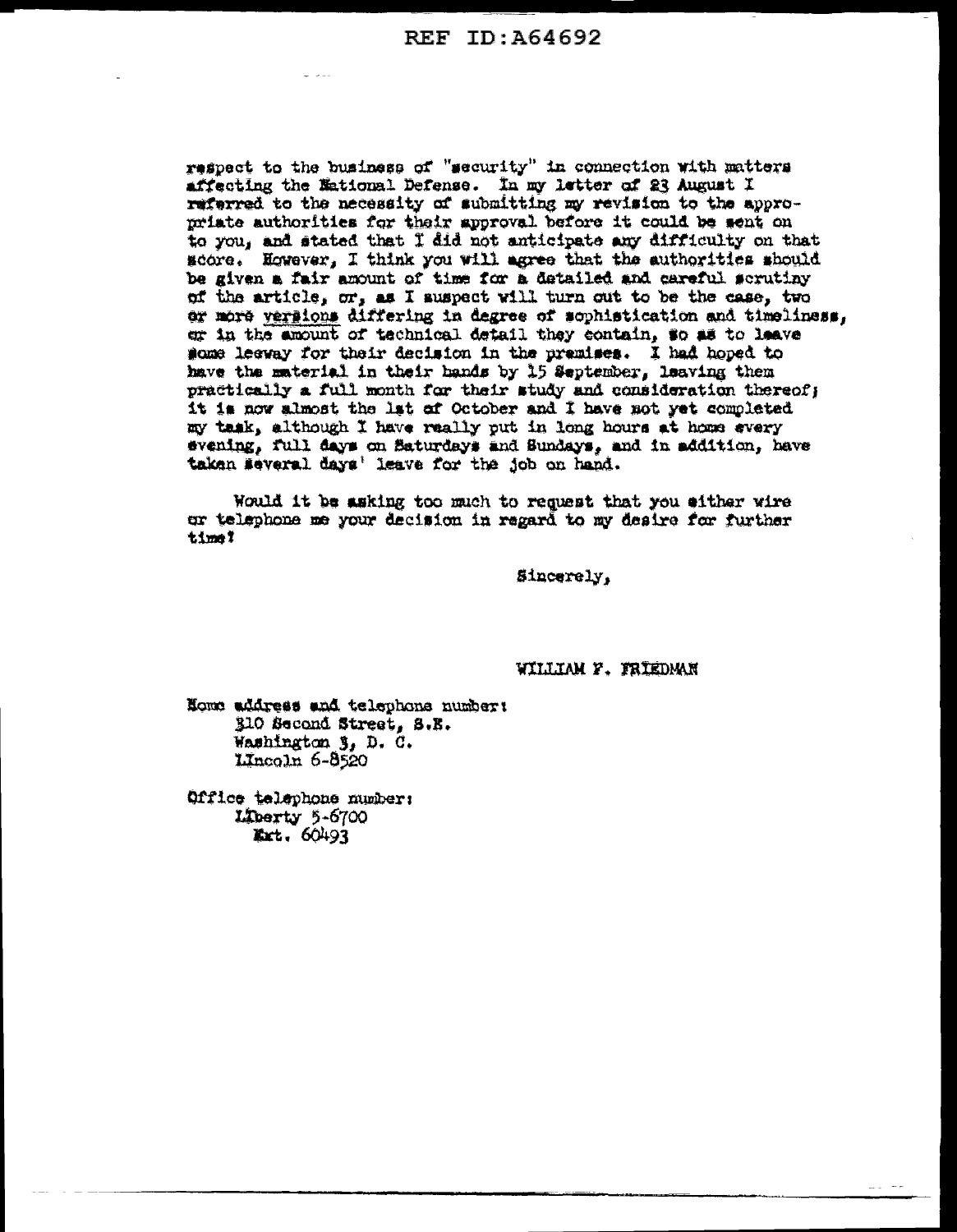respect to the business of "security" in connection with matters affecting the National Defense. In my letter of 23 August I referred to the necessity of submitting my revision to the appropriate authorities for their approval before it could be sent on to you, and stated that I did not anticipate any difficulty on that score. However, I think you will agree that the authorities should be given a fair amount of time for a detailed and careful scrutiny of the article, or, as I suspect will turn out to be the case, two or more versions differing in degree of sophistication and timeliness, or in the amount of technical detail they contain, so as to leave some leeway for their decision in the premises. I had hoped to have the material in their hands by 15 September, leaving them practically a full month for their study and consideration thereof; it is now almost the 1st of October and I have not yet completed my task, although I have really put in long hours at home every evening, full days on Saturdays and Sundays, and in addition, have taken several days' leave for the job on hand.

Would it be asking too much to request that you either wire or telephone me your decision in regard to my desire for further time?

Sincerely,

WILLIAM F. FRIEDMAN

Home address and telephone number:
310 Second Street, S.E.
Washington 3, D. C.
LIncoln 6-8520

Office telephone number:
LIberty 5-6700
Ext. 60493